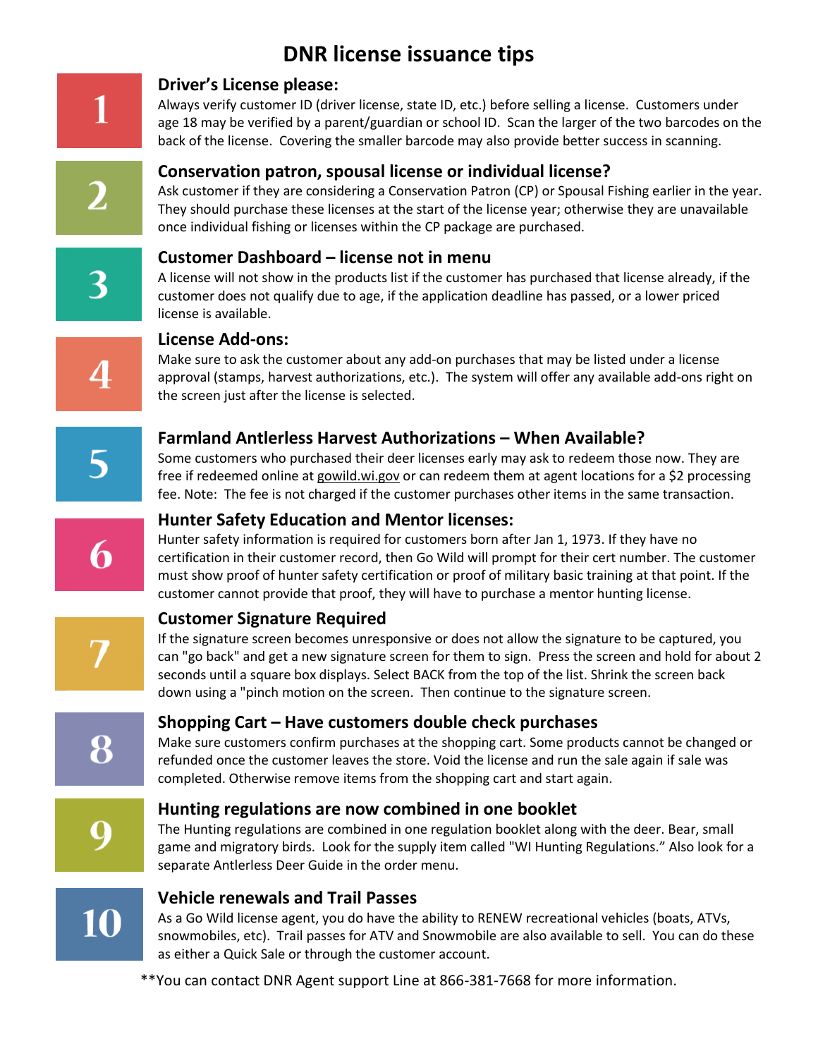# DNR license issuance tips

## 1 Driver's License please:

Always verify customer ID (driver license, state ID, etc.) before selling a license. Customers under age 18 may be verified by a parent/guardian or school ID. Scan the larger of the two barcodes on the back of the license. Covering the smaller barcode may also provide better success in scanning.

## 2 Conservation patron, spousal license or individual license?

Ask customer if they are considering a Conservation Patron (CP) or Spousal Fishing earlier in the year. They should purchase these licenses at the start of the license year; otherwise they are unavailable once individual fishing or licenses within the CP package are purchased.

## 3 Customer Dashboard – license not in menu

A license will not show in the products list if the customer has purchased that license already, if the customer does not qualify due to age, if the application deadline has passed, or a lower priced license is available.

## 4 License Add-ons:

Make sure to ask the customer about any add-on purchases that may be listed under a license approval (stamps, harvest authorizations, etc.). The system will offer any available add-ons right on the screen just after the license is selected.

## 5 Farmland Antlerless Harvest Authorizations – When Available?

Some customers who purchased their deer licenses early may ask to redeem those now. They are free if redeemed online at gowild.wi.gov or can redeem them at agent locations for a $2 processing fee. Note: The fee is not charged if the customer purchases other items in the same transaction.

## 6 Hunter Safety Education and Mentor licenses:

Hunter safety information is required for customers born after Jan 1, 1973. If they have no certification in their customer record, then Go Wild will prompt for their cert number. The customer must show proof of hunter safety certification or proof of military basic training at that point. If the customer cannot provide that proof, they will have to purchase a mentor hunting license.

## 7 Customer Signature Required

If the signature screen becomes unresponsive or does not allow the signature to be captured, you can "go back" and get a new signature screen for them to sign. Press the screen and hold for about 2 seconds until a square box displays. Select BACK from the top of the list. Shrink the screen back down using a "pinch motion on the screen. Then continue to the signature screen.

## 8 Shopping Cart – Have customers double check purchases

Make sure customers confirm purchases at the shopping cart. Some products cannot be changed or refunded once the customer leaves the store. Void the license and run the sale again if sale was completed. Otherwise remove items from the shopping cart and start again.

## 9 Hunting regulations are now combined in one booklet

The Hunting regulations are combined in one regulation booklet along with the deer. Bear, small game and migratory birds. Look for the supply item called "WI Hunting Regulations." Also look for a separate Antlerless Deer Guide in the order menu.

## 10 Vehicle renewals and Trail Passes

As a Go Wild license agent, you do have the ability to RENEW recreational vehicles (boats, ATVs, snowmobiles, etc). Trail passes for ATV and Snowmobile are also available to sell. You can do these as either a Quick Sale or through the customer account.

**You can contact DNR Agent support Line at 866-381-7668 for more information.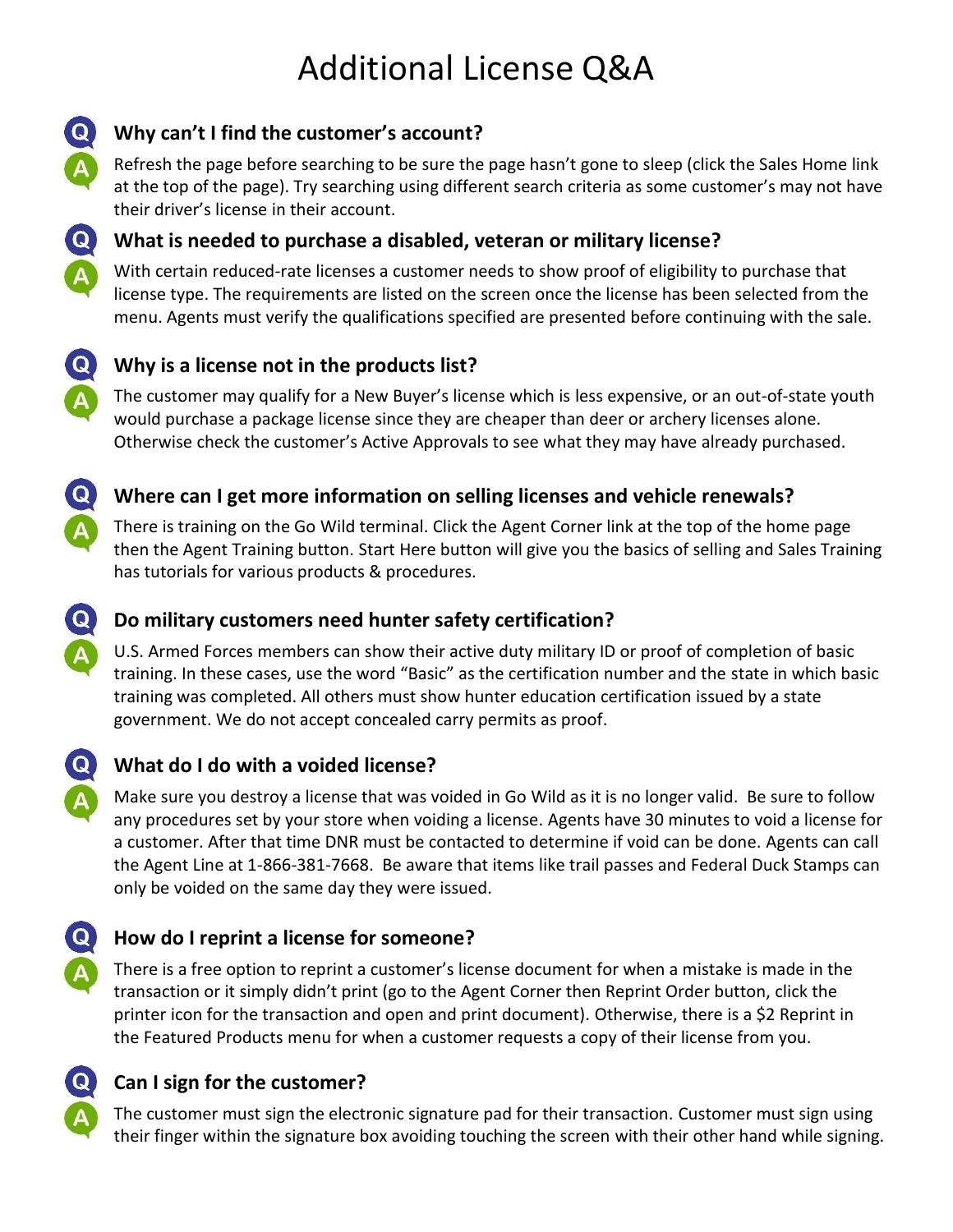# Additional License Q&A

### Why can't I find the customer's account?

Refresh the page before searching to be sure the page hasn't gone to sleep (click the Sales Home link at the top of the page). Try searching using different search criteria as some customer's may not have their driver's license in their account.

### What is needed to purchase a disabled, veteran or military license?

With certain reduced-rate licenses a customer needs to show proof of eligibility to purchase that license type. The requirements are listed on the screen once the license has been selected from the menu. Agents must verify the qualifications specified are presented before continuing with the sale.

### Why is a license not in the products list?

The customer may qualify for a New Buyer's license which is less expensive, or an out-of-state youth would purchase a package license since they are cheaper than deer or archery licenses alone. Otherwise check the customer's Active Approvals to see what they may have already purchased.

### Where can I get more information on selling licenses and vehicle renewals?

There is training on the Go Wild terminal. Click the Agent Corner link at the top of the home page then the Agent Training button. Start Here button will give you the basics of selling and Sales Training has tutorials for various products & procedures.

### Do military customers need hunter safety certification?

U.S. Armed Forces members can show their active duty military ID or proof of completion of basic training. In these cases, use the word "Basic" as the certification number and the state in which basic training was completed. All others must show hunter education certification issued by a state government. We do not accept concealed carry permits as proof.

### What do I do with a voided license?

Make sure you destroy a license that was voided in Go Wild as it is no longer valid. Be sure to follow any procedures set by your store when voiding a license. Agents have 30 minutes to void a license for a customer. After that time DNR must be contacted to determine if void can be done. Agents can call the Agent Line at 1-866-381-7668. Be aware that items like trail passes and Federal Duck Stamps can only be voided on the same day they were issued.

### How do I reprint a license for someone?

There is a free option to reprint a customer's license document for when a mistake is made in the transaction or it simply didn't print (go to the Agent Corner then Reprint Order button, click the printer icon for the transaction and open and print document). Otherwise, there is a $2 Reprint in the Featured Products menu for when a customer requests a copy of their license from you.

### Can I sign for the customer?

The customer must sign the electronic signature pad for their transaction. Customer must sign using their finger within the signature box avoiding touching the screen with their other hand while signing.